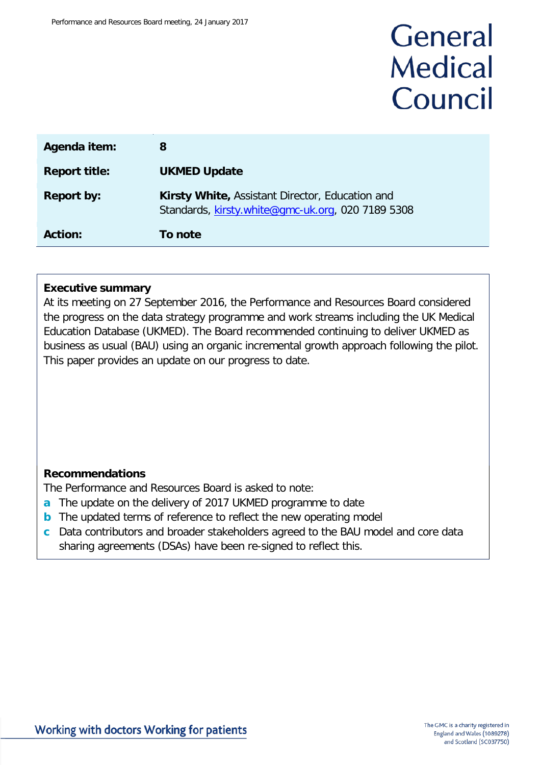| | |
|---|---|
| **Agenda item:** | **8** |
| **Report title:** | **UKMED Update** |
| **Report by:** | **Kirsty White,** Assistant Director, Education and Standards, kirsty.white@gmc-uk.org, 020 7189 5308 |
| **Action:** | **To note** |

**Executive summary**

At its meeting on 27 September 2016, the Performance and Resources Board considered the progress on the data strategy programme and work streams including the UK Medical Education Database (UKMED). The Board recommended continuing to deliver UKMED as business as usual (BAU) using an organic incremental growth approach following the pilot. This paper provides an update on our progress to date.

**Recommendations**

The Performance and Resources Board is asked to note:

- **a** The update on the delivery of 2017 UKMED programme to date
- **b** The updated terms of reference to reflect the new operating model
- **c** Data contributors and broader stakeholders agreed to the BAU model and core data sharing agreements (DSAs) have been re-signed to reflect this.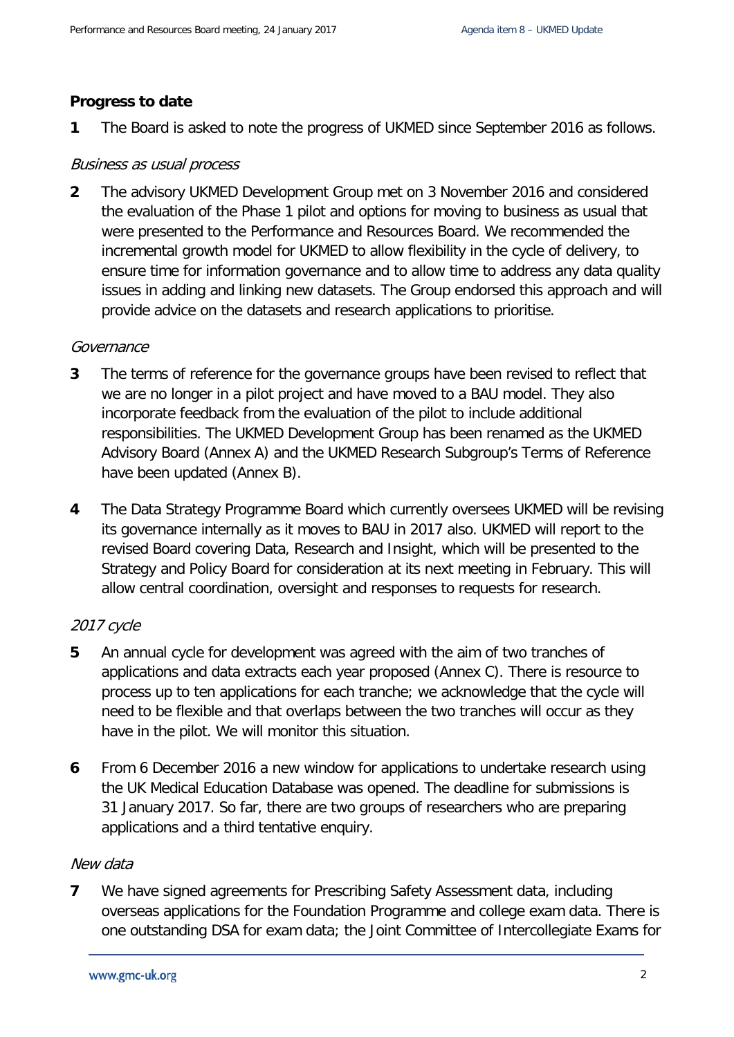## Progress to date

**1** The Board is asked to note the progress of UKMED since September 2016 as follows.

### *Business as usual process*

**2** The advisory UKMED Development Group met on 3 November 2016 and considered the evaluation of the Phase 1 pilot and options for moving to business as usual that were presented to the Performance and Resources Board. We recommended the incremental growth model for UKMED to allow flexibility in the cycle of delivery, to ensure time for information governance and to allow time to address any data quality issues in adding and linking new datasets. The Group endorsed this approach and will provide advice on the datasets and research applications to prioritise.

### *Governance*

**3** The terms of reference for the governance groups have been revised to reflect that we are no longer in a pilot project and have moved to a BAU model. They also incorporate feedback from the evaluation of the pilot to include additional responsibilities. The UKMED Development Group has been renamed as the UKMED Advisory Board (Annex A) and the UKMED Research Subgroup's Terms of Reference have been updated (Annex B).

**4** The Data Strategy Programme Board which currently oversees UKMED will be revising its governance internally as it moves to BAU in 2017 also. UKMED will report to the revised Board covering Data, Research and Insight, which will be presented to the Strategy and Policy Board for consideration at its next meeting in February. This will allow central coordination, oversight and responses to requests for research.

### *2017 cycle*

**5** An annual cycle for development was agreed with the aim of two tranches of applications and data extracts each year proposed (Annex C). There is resource to process up to ten applications for each tranche; we acknowledge that the cycle will need to be flexible and that overlaps between the two tranches will occur as they have in the pilot. We will monitor this situation.

**6** From 6 December 2016 a new window for applications to undertake research using the UK Medical Education Database was opened. The deadline for submissions is 31 January 2017. So far, there are two groups of researchers who are preparing applications and a third tentative enquiry.

### *New data*

**7** We have signed agreements for Prescribing Safety Assessment data, including overseas applications for the Foundation Programme and college exam data. There is one outstanding DSA for exam data; the Joint Committee of Intercollegiate Exams for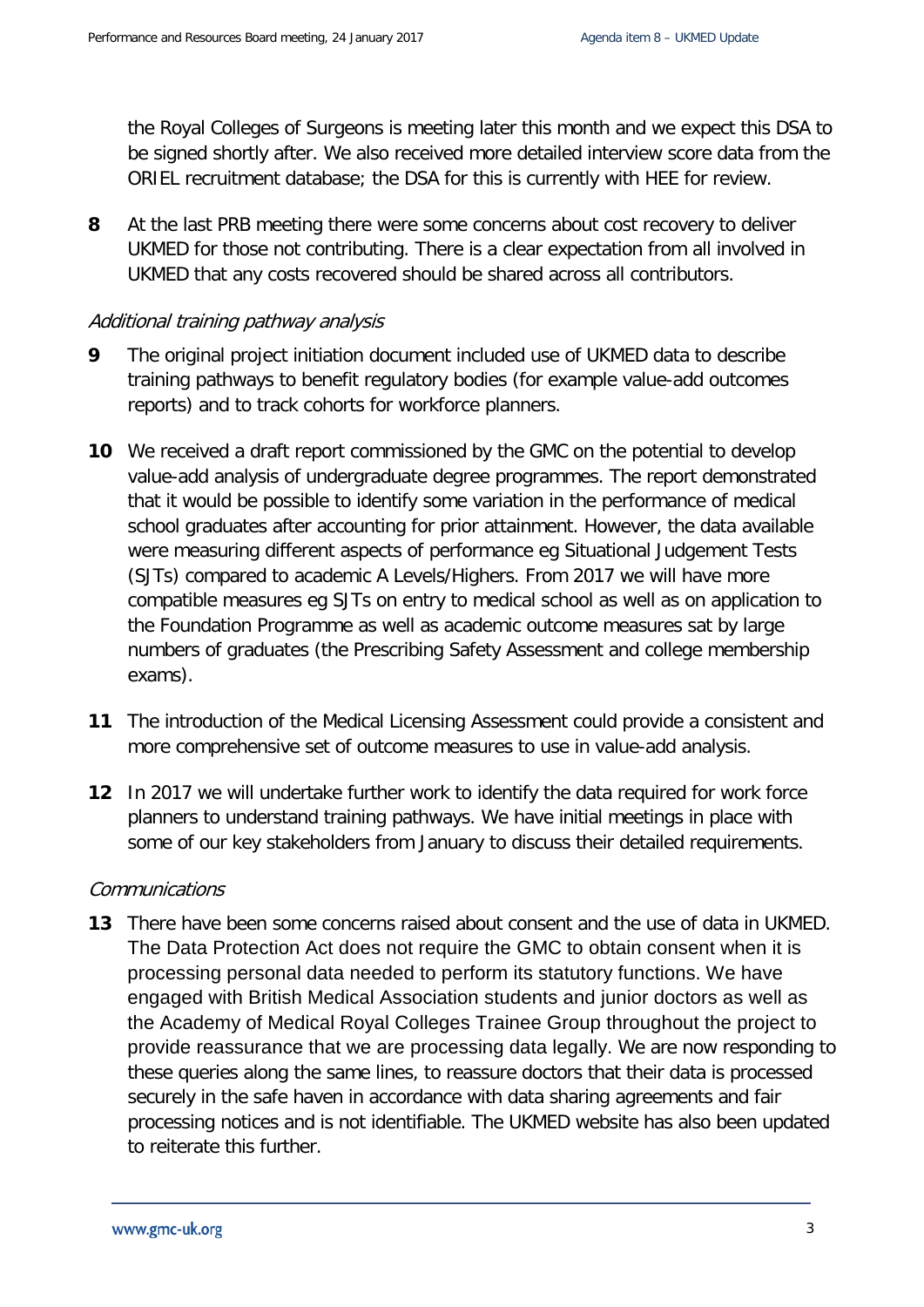the Royal Colleges of Surgeons is meeting later this month and we expect this DSA to be signed shortly after. We also received more detailed interview score data from the ORIEL recruitment database; the DSA for this is currently with HEE for review.

**8** At the last PRB meeting there were some concerns about cost recovery to deliver UKMED for those not contributing. There is a clear expectation from all involved in UKMED that any costs recovered should be shared across all contributors.

*Additional training pathway analysis*

**9** The original project initiation document included use of UKMED data to describe training pathways to benefit regulatory bodies (for example value-add outcomes reports) and to track cohorts for workforce planners.

**10** We received a draft report commissioned by the GMC on the potential to develop value-add analysis of undergraduate degree programmes. The report demonstrated that it would be possible to identify some variation in the performance of medical school graduates after accounting for prior attainment. However, the data available were measuring different aspects of performance eg Situational Judgement Tests (SJTs) compared to academic A Levels/Highers. From 2017 we will have more compatible measures eg SJTs on entry to medical school as well as on application to the Foundation Programme as well as academic outcome measures sat by large numbers of graduates (the Prescribing Safety Assessment and college membership exams).

**11** The introduction of the Medical Licensing Assessment could provide a consistent and more comprehensive set of outcome measures to use in value-add analysis.

**12** In 2017 we will undertake further work to identify the data required for work force planners to understand training pathways. We have initial meetings in place with some of our key stakeholders from January to discuss their detailed requirements.

*Communications*

**13** There have been some concerns raised about consent and the use of data in UKMED. The Data Protection Act does not require the GMC to obtain consent when it is processing personal data needed to perform its statutory functions. We have engaged with British Medical Association students and junior doctors as well as the Academy of Medical Royal Colleges Trainee Group throughout the project to provide reassurance that we are processing data legally. We are now responding to these queries along the same lines, to reassure doctors that their data is processed securely in the safe haven in accordance with data sharing agreements and fair processing notices and is not identifiable. The UKMED website has also been updated to reiterate this further.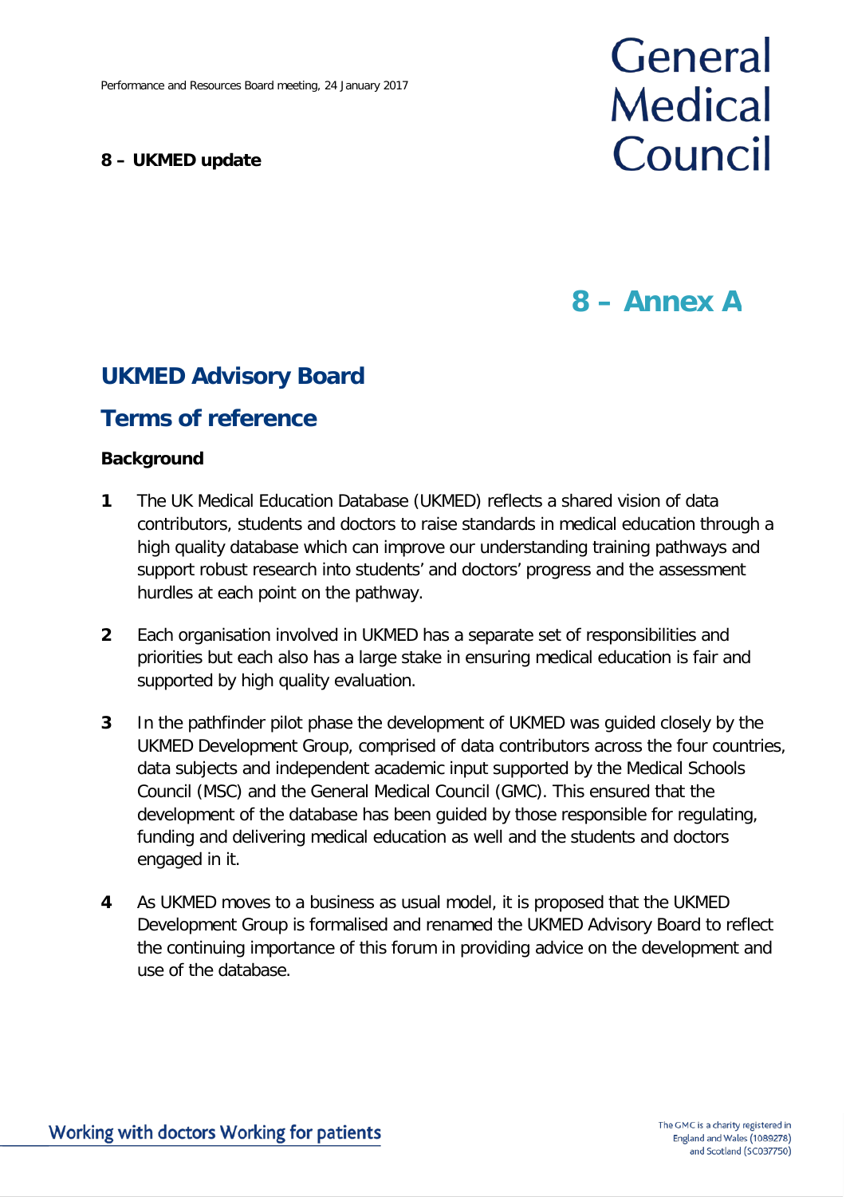## 8 – UKMED update

# 8 – Annex A

## UKMED Advisory Board

## Terms of reference

### Background

1. The UK Medical Education Database (UKMED) reflects a shared vision of data contributors, students and doctors to raise standards in medical education through a high quality database which can improve our understanding training pathways and support robust research into students' and doctors' progress and the assessment hurdles at each point on the pathway.

2. Each organisation involved in UKMED has a separate set of responsibilities and priorities but each also has a large stake in ensuring medical education is fair and supported by high quality evaluation.

3. In the pathfinder pilot phase the development of UKMED was guided closely by the UKMED Development Group, comprised of data contributors across the four countries, data subjects and independent academic input supported by the Medical Schools Council (MSC) and the General Medical Council (GMC). This ensured that the development of the database has been guided by those responsible for regulating, funding and delivering medical education as well and the students and doctors engaged in it.

4. As UKMED moves to a business as usual model, it is proposed that the UKMED Development Group is formalised and renamed the UKMED Advisory Board to reflect the continuing importance of this forum in providing advice on the development and use of the database.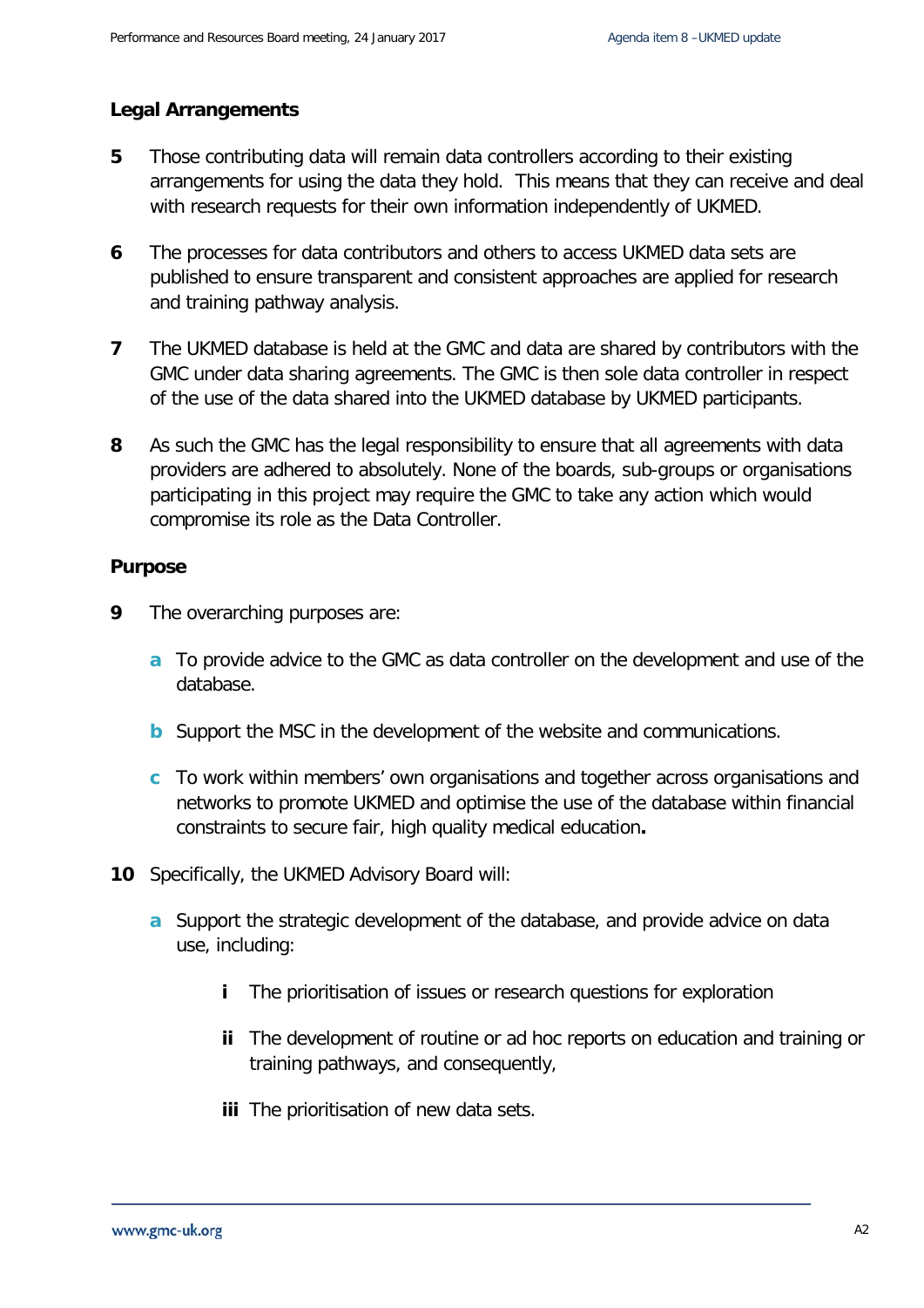**Legal Arrangements**

5 Those contributing data will remain data controllers according to their existing arrangements for using the data they hold. This means that they can receive and deal with research requests for their own information independently of UKMED.

6 The processes for data contributors and others to access UKMED data sets are published to ensure transparent and consistent approaches are applied for research and training pathway analysis.

7 The UKMED database is held at the GMC and data are shared by contributors with the GMC under data sharing agreements. The GMC is then sole data controller in respect of the use of the data shared into the UKMED database by UKMED participants.

8 As such the GMC has the legal responsibility to ensure that all agreements with data providers are adhered to absolutely. None of the boards, sub-groups or organisations participating in this project may require the GMC to take any action which would compromise its role as the Data Controller.

**Purpose**

9 The overarching purposes are:

- a To provide advice to the GMC as data controller on the development and use of the database.
- b Support the MSC in the development of the website and communications.
- c To work within members' own organisations and together across organisations and networks to promote UKMED and optimise the use of the database within financial constraints to secure fair, high quality medical education**.**

10 Specifically, the UKMED Advisory Board will:

- a Support the strategic development of the database, and provide advice on data use, including:
  - i The prioritisation of issues or research questions for exploration
  - ii The development of routine or ad hoc reports on education and training or training pathways, and consequently,
  - iii The prioritisation of new data sets.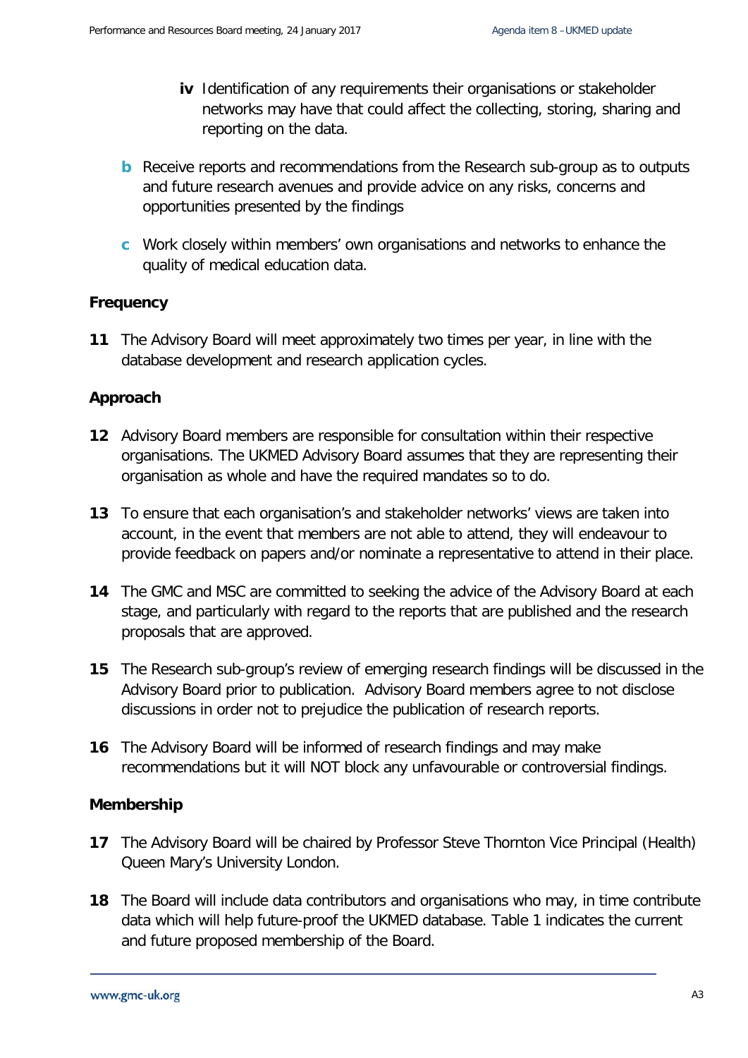- **iv** Identification of any requirements their organisations or stakeholder networks may have that could affect the collecting, storing, sharing and reporting on the data.

- **b** Receive reports and recommendations from the Research sub-group as to outputs and future research avenues and provide advice on any risks, concerns and opportunities presented by the findings

- **c** Work closely within members' own organisations and networks to enhance the quality of medical education data.

**Frequency**

**11** The Advisory Board will meet approximately two times per year, in line with the database development and research application cycles.

**Approach**

**12** Advisory Board members are responsible for consultation within their respective organisations. The UKMED Advisory Board assumes that they are representing their organisation as whole and have the required mandates so to do.

**13** To ensure that each organisation's and stakeholder networks' views are taken into account, in the event that members are not able to attend, they will endeavour to provide feedback on papers and/or nominate a representative to attend in their place.

**14** The GMC and MSC are committed to seeking the advice of the Advisory Board at each stage, and particularly with regard to the reports that are published and the research proposals that are approved.

**15** The Research sub-group's review of emerging research findings will be discussed in the Advisory Board prior to publication. Advisory Board members agree to not disclose discussions in order not to prejudice the publication of research reports.

**16** The Advisory Board will be informed of research findings and may make recommendations but it will NOT block any unfavourable or controversial findings.

**Membership**

**17** The Advisory Board will be chaired by Professor Steve Thornton Vice Principal (Health) Queen Mary's University London.

**18** The Board will include data contributors and organisations who may, in time contribute data which will help future-proof the UKMED database. Table 1 indicates the current and future proposed membership of the Board.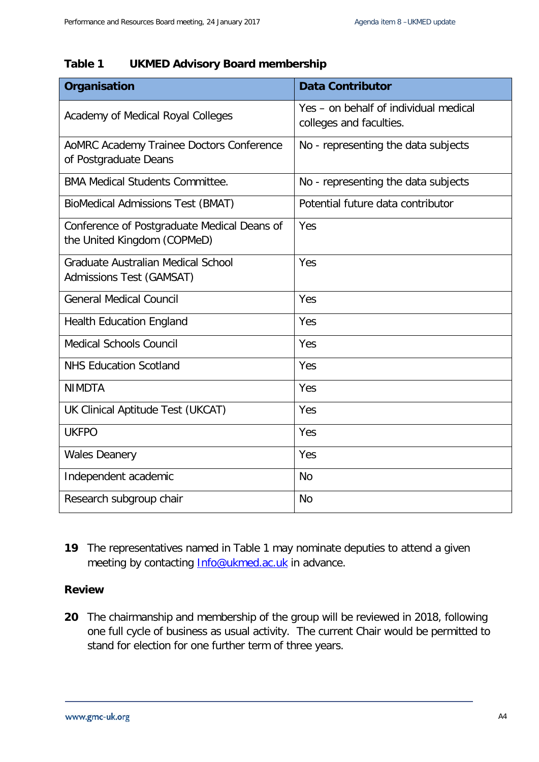**Table 1 UKMED Advisory Board membership**

| Organisation | Data Contributor |
|---|---|
| Academy of Medical Royal Colleges | Yes – on behalf of individual medical colleges and faculties. |
| AoMRC Academy Trainee Doctors Conference of Postgraduate Deans | No - representing the data subjects |
| BMA Medical Students Committee. | No - representing the data subjects |
| BioMedical Admissions Test (BMAT) | Potential future data contributor |
| Conference of Postgraduate Medical Deans of the United Kingdom (COPMeD) | Yes |
| Graduate Australian Medical School Admissions Test (GAMSAT) | Yes |
| General Medical Council | Yes |
| Health Education England | Yes |
| Medical Schools Council | Yes |
| NHS Education Scotland | Yes |
| NIMDTA | Yes |
| UK Clinical Aptitude Test (UKCAT) | Yes |
| UKFPO | Yes |
| Wales Deanery | Yes |
| Independent academic | No |
| Research subgroup chair | No |

**19** The representatives named in Table 1 may nominate deputies to attend a given meeting by contacting [Info@ukmed.ac.uk](mailto:Info@ukmed.ac.uk) in advance.

### Review

**20** The chairmanship and membership of the group will be reviewed in 2018, following one full cycle of business as usual activity. The current Chair would be permitted to stand for election for one further term of three years.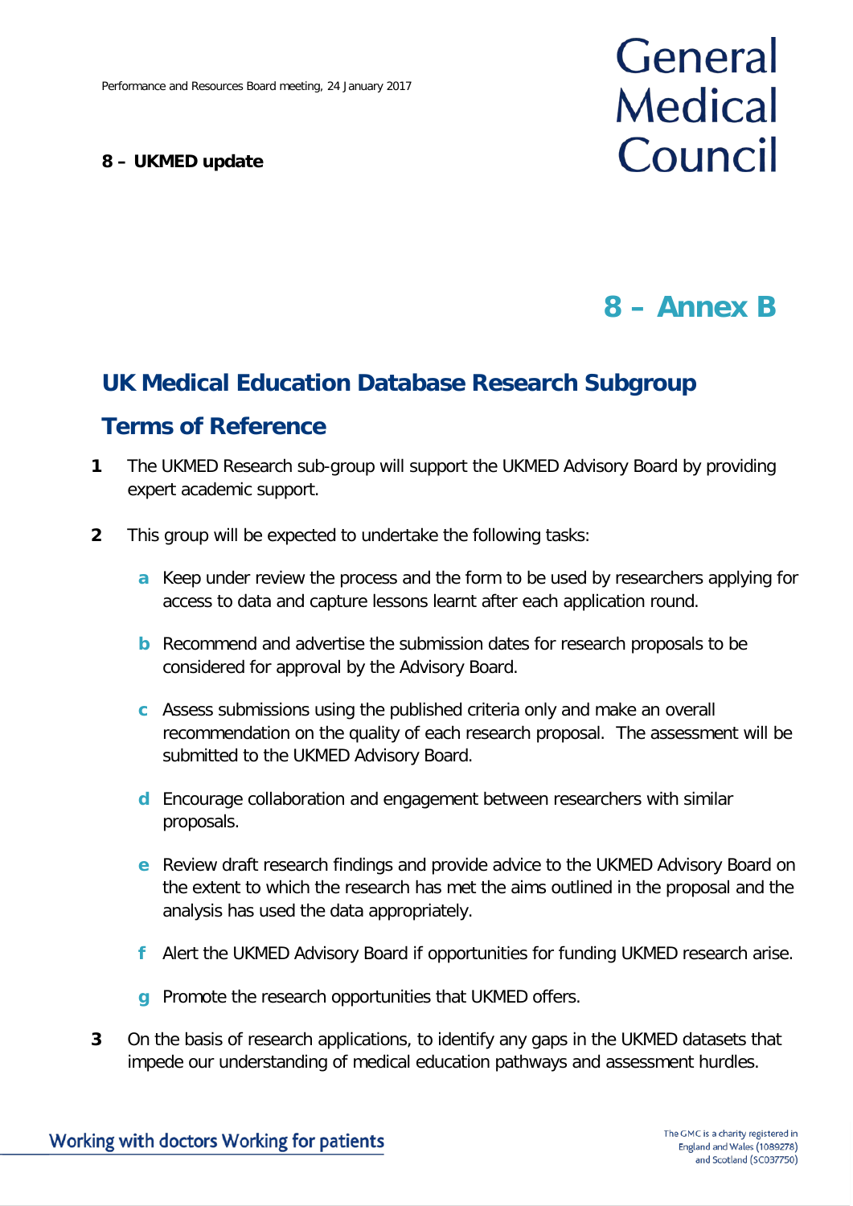**8 – UKMED update**

# 8 – Annex B

## UK Medical Education Database Research Subgroup

## Terms of Reference

**1** The UKMED Research sub-group will support the UKMED Advisory Board by providing expert academic support.

**2** This group will be expected to undertake the following tasks:

- **a** Keep under review the process and the form to be used by researchers applying for access to data and capture lessons learnt after each application round.
- **b** Recommend and advertise the submission dates for research proposals to be considered for approval by the Advisory Board.
- **c** Assess submissions using the published criteria only and make an overall recommendation on the quality of each research proposal. The assessment will be submitted to the UKMED Advisory Board.
- **d** Encourage collaboration and engagement between researchers with similar proposals.
- **e** Review draft research findings and provide advice to the UKMED Advisory Board on the extent to which the research has met the aims outlined in the proposal and the analysis has used the data appropriately.
- **f** Alert the UKMED Advisory Board if opportunities for funding UKMED research arise.
- **g** Promote the research opportunities that UKMED offers.

**3** On the basis of research applications, to identify any gaps in the UKMED datasets that impede our understanding of medical education pathways and assessment hurdles.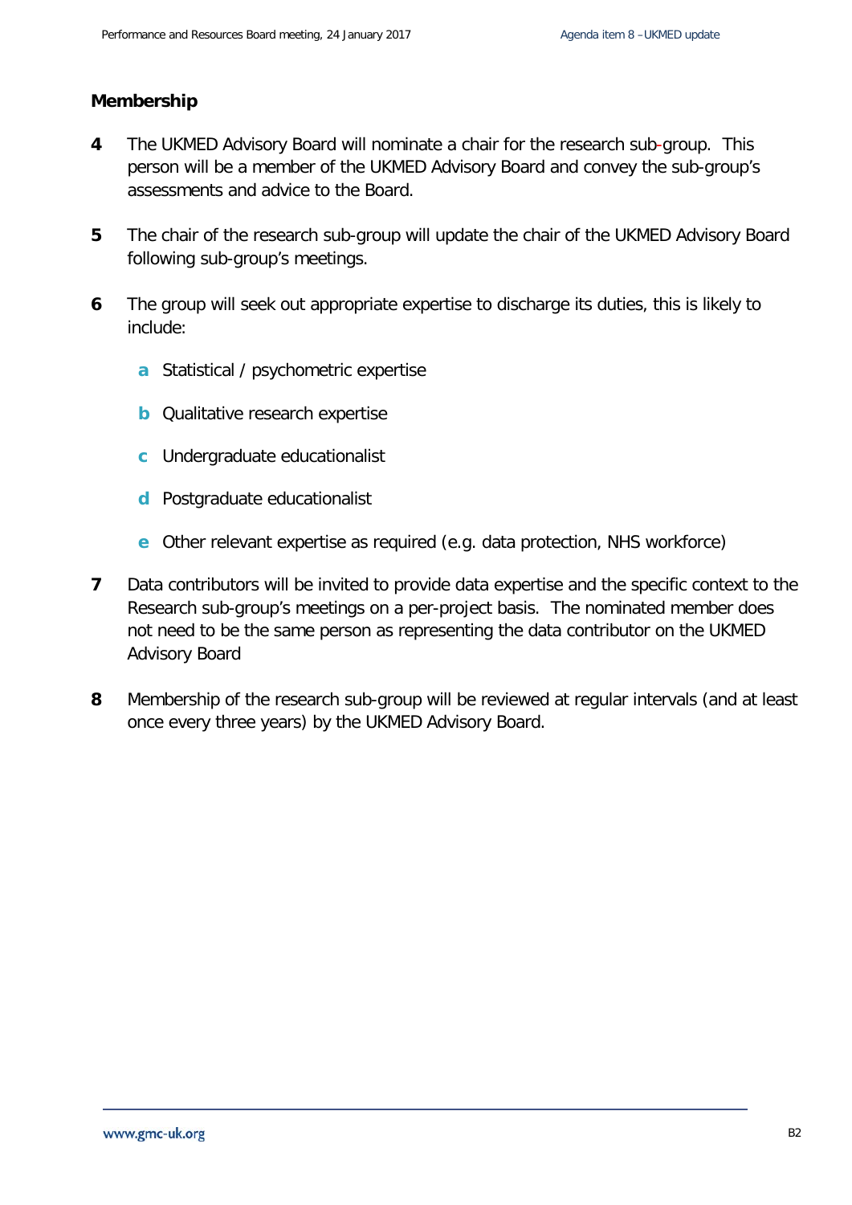**Membership**

**4** The UKMED Advisory Board will nominate a chair for the research sub-group. This person will be a member of the UKMED Advisory Board and convey the sub-group's assessments and advice to the Board.

**5** The chair of the research sub-group will update the chair of the UKMED Advisory Board following sub-group's meetings.

**6** The group will seek out appropriate expertise to discharge its duties, this is likely to include:

- **a** Statistical / psychometric expertise
- **b** Qualitative research expertise
- **c** Undergraduate educationalist
- **d** Postgraduate educationalist
- **e** Other relevant expertise as required (e.g. data protection, NHS workforce)

**7** Data contributors will be invited to provide data expertise and the specific context to the Research sub-group's meetings on a per-project basis. The nominated member does not need to be the same person as representing the data contributor on the UKMED Advisory Board

**8** Membership of the research sub-group will be reviewed at regular intervals (and at least once every three years) by the UKMED Advisory Board.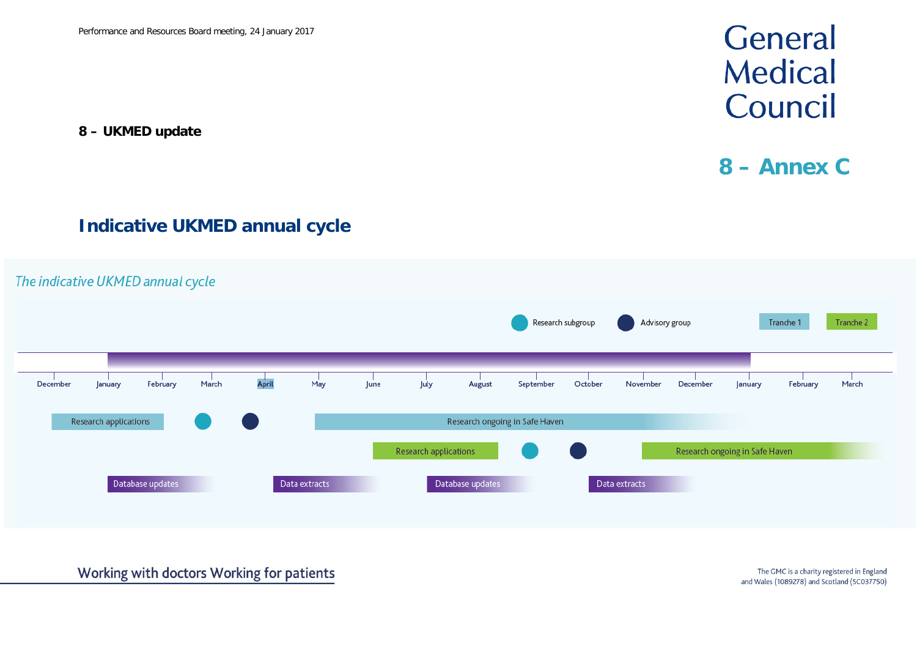Performance and Resources Board meeting, 24 January 2017

**8 – UKMED update**

**8 – Annex C**

# Indicative UKMED annual cycle

*The indicative UKMED annual cycle*

Research subgroup
Advisory group
Tranche 1
Tranche 2

December
January
February
March
April
May
June
July
August
September
October
November
December
January
February
March

Research applications
Research ongoing in Safe Haven
Research applications
Research ongoing in Safe Haven
Database updates
Data extracts
Database updates
Data extracts